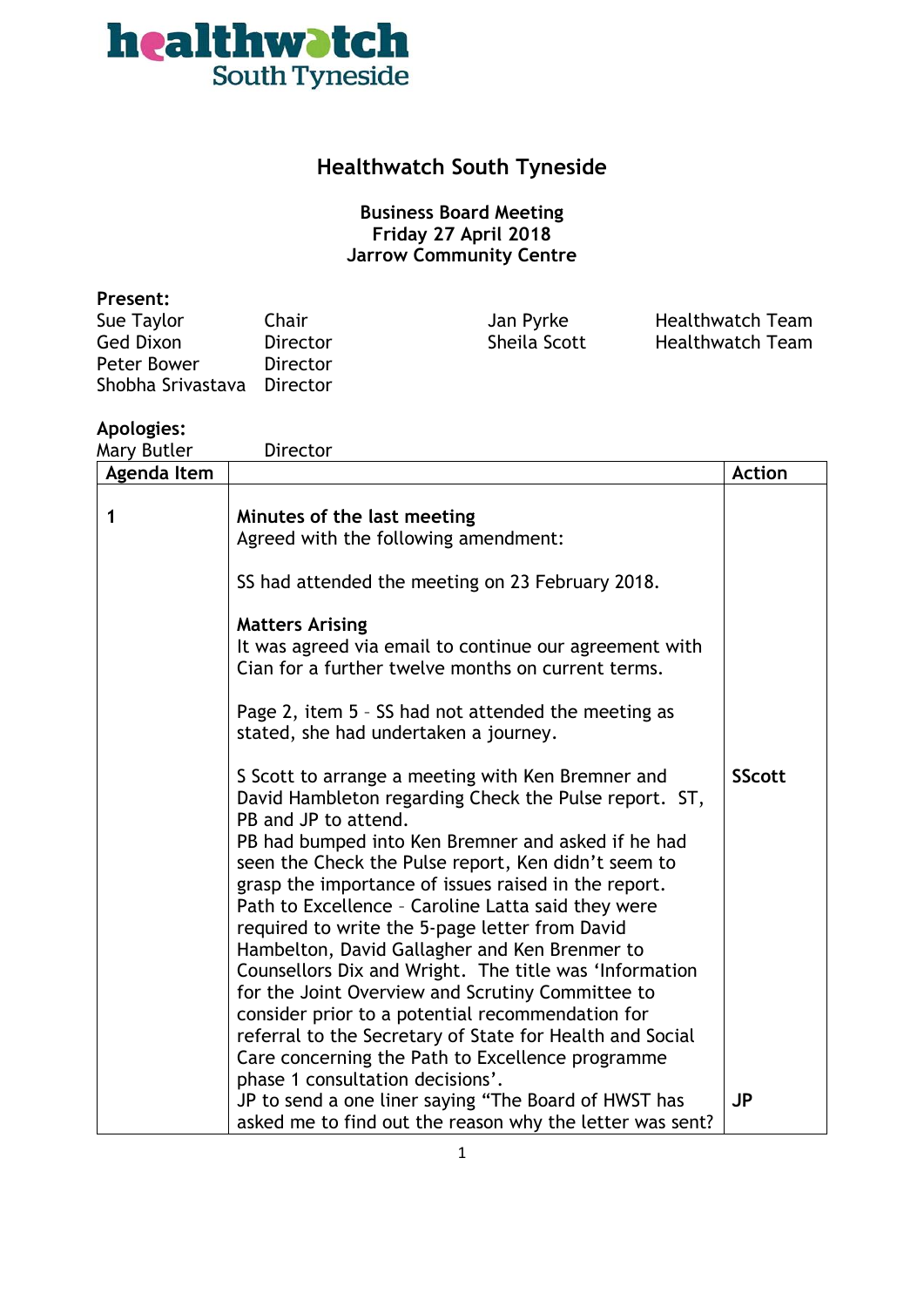healthwatch South Tyneside

# Healthwatch South Tyneside

**Business Board Meeting**
**Friday 27 April 2018**
**Jarrow Community Centre**

**Present:**

| | | | |
|---|---|---|---|
| Sue Taylor | Chair | Jan Pyrke | Healthwatch Team |
| Ged Dixon | Director | Sheila Scott | Healthwatch Team |
| Peter Bower | Director | | |
| Shobha Srivastava | Director | | |

**Apologies:**
Mary Butler Director

| Agenda Item | | Action |
|---|---|---|
| 1 | **Minutes of the last meeting**<br>Agreed with the following amendment:<br><br>SS had attended the meeting on 23 February 2018.<br><br>**Matters Arising**<br>It was agreed via email to continue our agreement with Cian for a further twelve months on current terms.<br><br>Page 2, item 5 – SS had not attended the meeting as stated, she had undertaken a journey.<br><br>S Scott to arrange a meeting with Ken Bremner and David Hambleton regarding Check the Pulse report. ST, PB and JP to attend.<br>PB had bumped into Ken Bremner and asked if he had seen the Check the Pulse report, Ken didn't seem to grasp the importance of issues raised in the report.<br>Path to Excellence – Caroline Latta said they were required to write the 5-page letter from David Hambelton, David Gallagher and Ken Brenmer to Counsellors Dix and Wright. The title was 'Information for the Joint Overview and Scrutiny Committee to consider prior to a potential recommendation for referral to the Secretary of State for Health and Social Care concerning the Path to Excellence programme phase 1 consultation decisions'.<br>JP to send a one liner saying "The Board of HWST has asked me to find out the reason why the letter was sent? | <br><br><br><br><br><br><br><br><br><br><br><br>**SScott**<br><br><br><br><br><br><br><br><br><br><br><br><br><br>**JP** |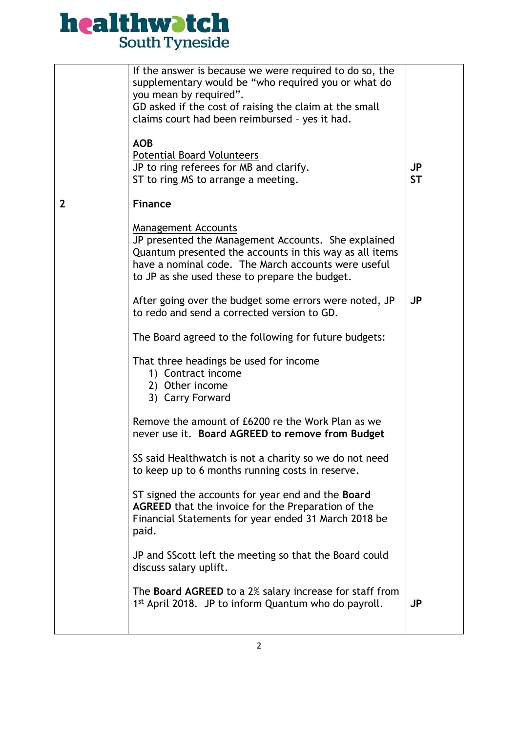| | | |
|---|---|---|
| | If the answer is because we were required to do so, the supplementary would be "who required you or what do you mean by required".<br>GD asked if the cost of raising the claim at the small claims court had been reimbursed – yes it had.<br><br>**AOB**<br>Potential Board Volunteers<br>JP to ring referees for MB and clarify.<br>ST to ring MS to arrange a meeting. | <br><br><br><br><br><br><br>**JP**<br>**ST** |
| **2** | **Finance**<br><br>Management Accounts<br>JP presented the Management Accounts. She explained Quantum presented the accounts in this way as all items have a nominal code. The March accounts were useful to JP as she used these to prepare the budget.<br><br>After going over the budget some errors were noted, JP to redo and send a corrected version to GD.<br><br>The Board agreed to the following for future budgets:<br><br>That three headings be used for income<br>1) Contract income<br>2) Other income<br>3) Carry Forward<br><br>Remove the amount of £6200 re the Work Plan as we never use it. **Board AGREED to remove from Budget**<br><br>SS said Healthwatch is not a charity so we do not need to keep up to 6 months running costs in reserve.<br><br>ST signed the accounts for year end and the **Board AGREED** that the invoice for the Preparation of the Financial Statements for year ended 31 March 2018 be paid.<br><br>JP and SScott left the meeting so that the Board could discuss salary uplift.<br><br>The **Board AGREED** to a 2% salary increase for staff from 1st April 2018. JP to inform Quantum who do payroll. | <br><br><br><br><br><br><br>**JP**<br><br><br><br><br><br><br><br><br><br><br><br><br><br><br><br><br><br><br><br><br>**JP** |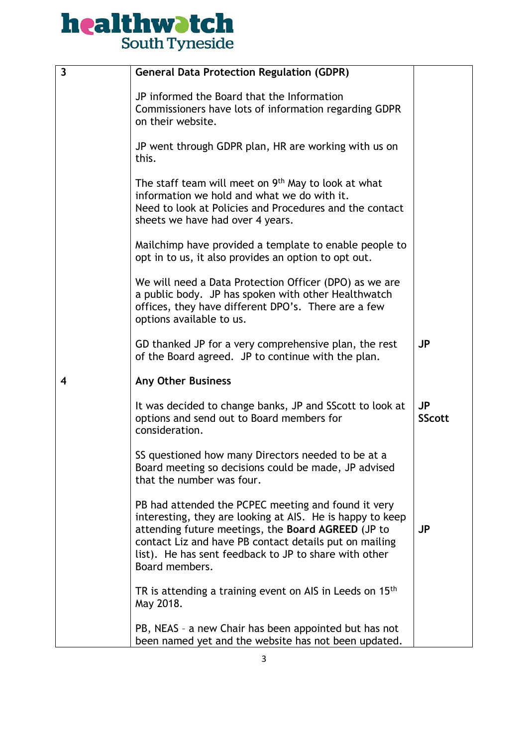| 3 | **General Data Protection Regulation (GDPR)**<br><br>JP informed the Board that the Information Commissioners have lots of information regarding GDPR on their website.<br><br>JP went through GDPR plan, HR are working with us on this.<br><br>The staff team will meet on 9th May to look at what information we hold and what we do with it.<br>Need to look at Policies and Procedures and the contact sheets we have had over 4 years.<br><br>Mailchimp have provided a template to enable people to opt in to us, it also provides an option to opt out.<br><br>We will need a Data Protection Officer (DPO) as we are a public body. JP has spoken with other Healthwatch offices, they have different DPO's. There are a few options available to us.<br><br>GD thanked JP for a very comprehensive plan, the rest of the Board agreed. JP to continue with the plan. | **JP** |
|---|---|---|
| 4 | **Any Other Business**<br><br>It was decided to change banks, JP and SScott to look at options and send out to Board members for consideration.<br><br>SS questioned how many Directors needed to be at a Board meeting so decisions could be made, JP advised that the number was four.<br><br>PB had attended the PCPEC meeting and found it very interesting, they are looking at AIS. He is happy to keep attending future meetings, the **Board AGREED** (JP to contact Liz and have PB contact details put on mailing list). He has sent feedback to JP to share with other Board members.<br><br>TR is attending a training event on AIS in Leeds on 15th May 2018.<br><br>PB, NEAS – a new Chair has been appointed but has not been named yet and the website has not been updated. | **JP**<br>**SScott**<br><br><br><br><br><br>**JP** |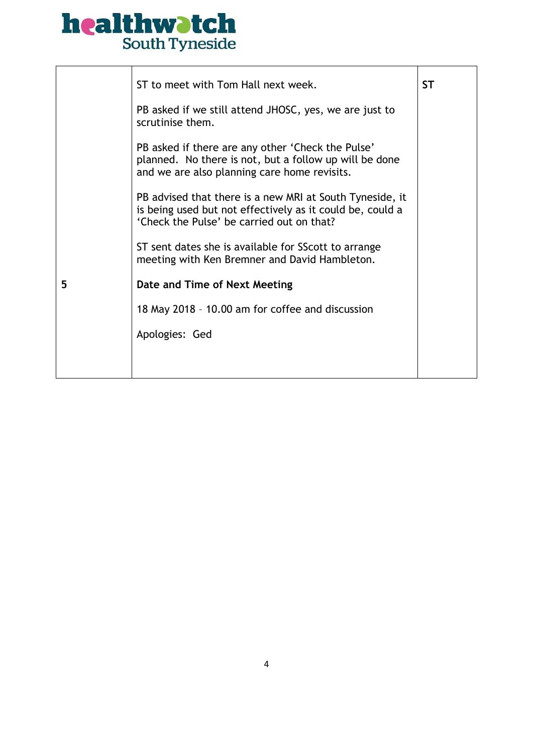| | | |
|---|---|---|
| | ST to meet with Tom Hall next week.<br><br>PB asked if we still attend JHOSC, yes, we are just to scrutinise them.<br><br>PB asked if there are any other 'Check the Pulse' planned. No there is not, but a follow up will be done and we are also planning care home revisits.<br><br>PB advised that there is a new MRI at South Tyneside, it is being used but not effectively as it could be, could a 'Check the Pulse' be carried out on that?<br><br>ST sent dates she is available for SScott to arrange meeting with Ken Bremner and David Hambleton. | **ST** |
| **5** | **Date and Time of Next Meeting**<br><br>18 May 2018 – 10.00 am for coffee and discussion<br><br>Apologies: Ged | |